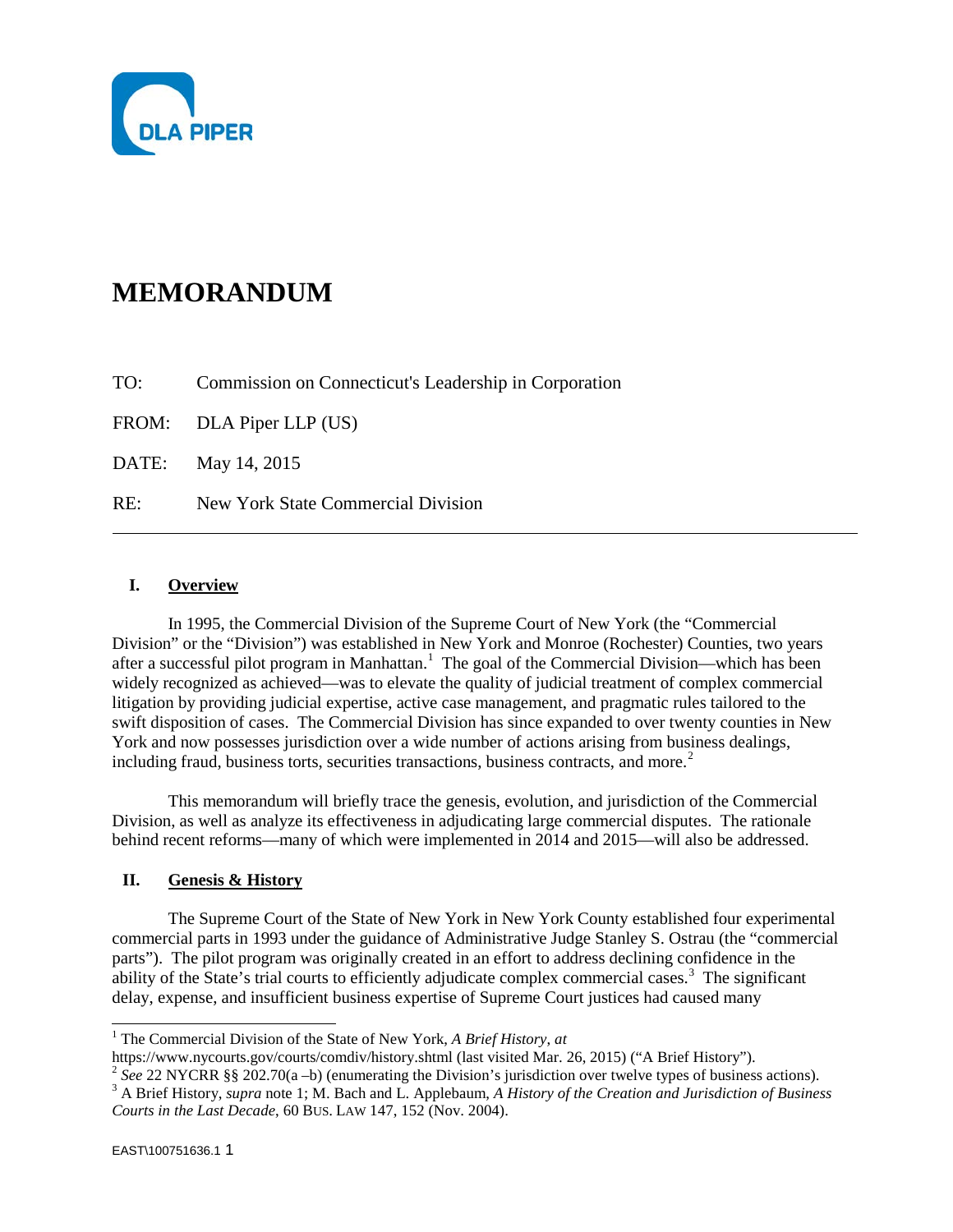# MEMORANDUM

TO: Commission on Connecticut's Leadership in Corporation

FROM: DLA Piper LLP (US)

DATE: May 14, 2015

RE: New York State Commercial Division

---

## I. Overview

In 1995, the Commercial Division of the Supreme Court of New York (the "Commercial Division" or the "Division") was established in New York and Monroe (Rochester) Counties, two years after a successful pilot program in Manhattan.[1] The goal of the Commercial Division—which has been widely recognized as achieved—was to elevate the quality of judicial treatment of complex commercial litigation by providing judicial expertise, active case management, and pragmatic rules tailored to the swift disposition of cases. The Commercial Division has since expanded to over twenty counties in New York and now possesses jurisdiction over a wide number of actions arising from business dealings, including fraud, business torts, securities transactions, business contracts, and more.[2]

This memorandum will briefly trace the genesis, evolution, and jurisdiction of the Commercial Division, as well as analyze its effectiveness in adjudicating large commercial disputes. The rationale behind recent reforms—many of which were implemented in 2014 and 2015—will also be addressed.

## II. Genesis & History

The Supreme Court of the State of New York in New York County established four experimental commercial parts in 1993 under the guidance of Administrative Judge Stanley S. Ostrau (the "commercial parts"). The pilot program was originally created in an effort to address declining confidence in the ability of the State's trial courts to efficiently adjudicate complex commercial cases.[3] The significant delay, expense, and insufficient business expertise of Supreme Court justices had caused many

---

[1] The Commercial Division of the State of New York, *A Brief History*, *at* https://www.nycourts.gov/courts/comdiv/history.shtml (last visited Mar. 26, 2015) ("A Brief History").

[2] *See* 22 NYCRR §§ 202.70(a –b) (enumerating the Division's jurisdiction over twelve types of business actions).

[3] A Brief History, *supra* note 1; M. Bach and L. Applebaum, *A History of the Creation and Jurisdiction of Business Courts in the Last Decade*, 60 BUS. LAW 147, 152 (Nov. 2004).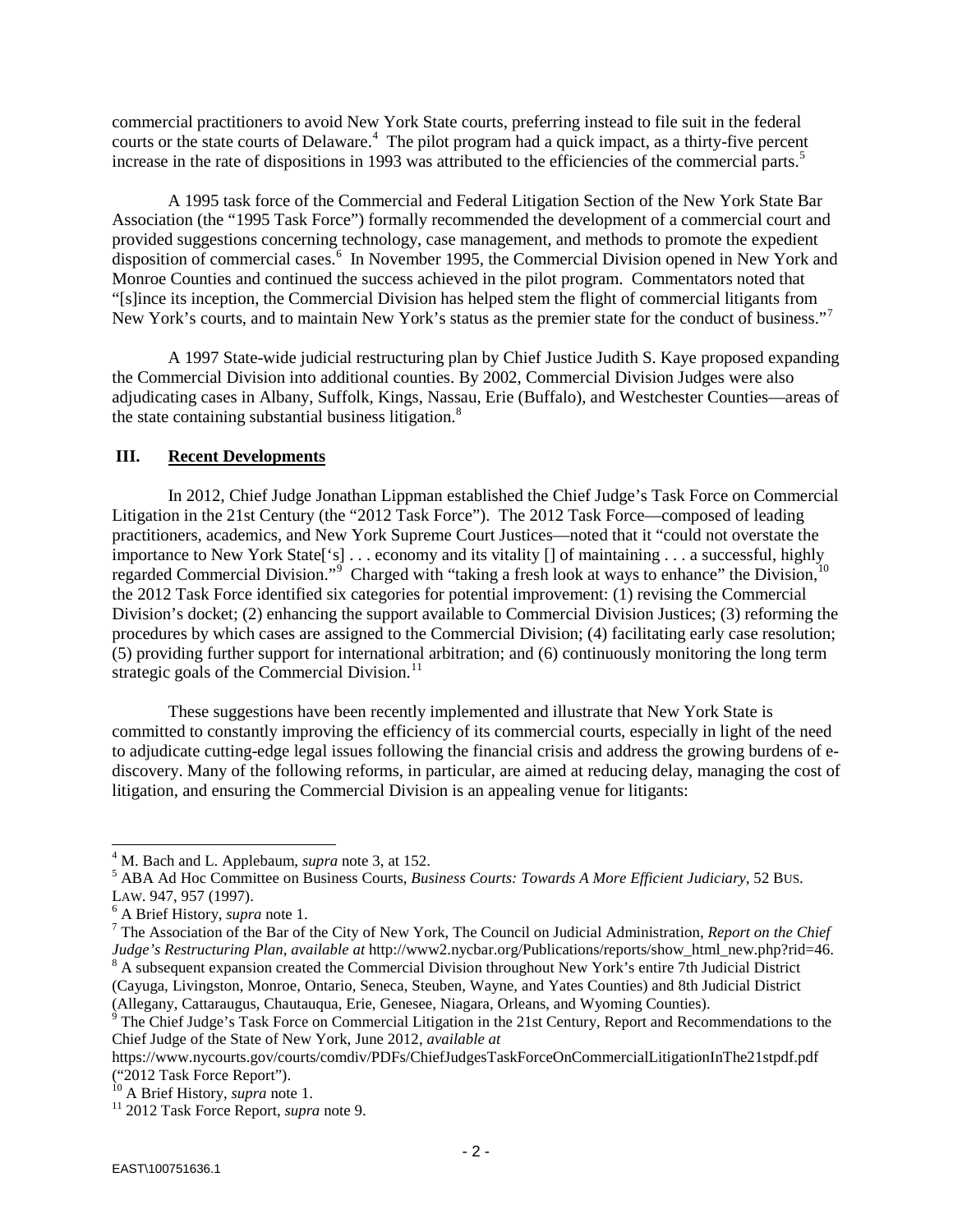commercial practitioners to avoid New York State courts, preferring instead to file suit in the federal courts or the state courts of Delaware.[4] The pilot program had a quick impact, as a thirty-five percent increase in the rate of dispositions in 1993 was attributed to the efficiencies of the commercial parts.[5]

A 1995 task force of the Commercial and Federal Litigation Section of the New York State Bar Association (the "1995 Task Force") formally recommended the development of a commercial court and provided suggestions concerning technology, case management, and methods to promote the expedient disposition of commercial cases.[6] In November 1995, the Commercial Division opened in New York and Monroe Counties and continued the success achieved in the pilot program. Commentators noted that "[s]ince its inception, the Commercial Division has helped stem the flight of commercial litigants from New York's courts, and to maintain New York's status as the premier state for the conduct of business."[7]

A 1997 State-wide judicial restructuring plan by Chief Justice Judith S. Kaye proposed expanding the Commercial Division into additional counties. By 2002, Commercial Division Judges were also adjudicating cases in Albany, Suffolk, Kings, Nassau, Erie (Buffalo), and Westchester Counties—areas of the state containing substantial business litigation.[8]

## III. Recent Developments

In 2012, Chief Judge Jonathan Lippman established the Chief Judge's Task Force on Commercial Litigation in the 21st Century (the "2012 Task Force"). The 2012 Task Force—composed of leading practitioners, academics, and New York Supreme Court Justices—noted that it "could not overstate the importance to New York State['s] . . . economy and its vitality [] of maintaining . . . a successful, highly regarded Commercial Division."[9] Charged with "taking a fresh look at ways to enhance" the Division,[10] the 2012 Task Force identified six categories for potential improvement: (1) revising the Commercial Division's docket; (2) enhancing the support available to Commercial Division Justices; (3) reforming the procedures by which cases are assigned to the Commercial Division; (4) facilitating early case resolution; (5) providing further support for international arbitration; and (6) continuously monitoring the long term strategic goals of the Commercial Division.[11]

These suggestions have been recently implemented and illustrate that New York State is committed to constantly improving the efficiency of its commercial courts, especially in light of the need to adjudicate cutting-edge legal issues following the financial crisis and address the growing burdens of e-discovery. Many of the following reforms, in particular, are aimed at reducing delay, managing the cost of litigation, and ensuring the Commercial Division is an appealing venue for litigants:

---

[4] M. Bach and L. Applebaum, *supra* note 3, at 152.

[5] ABA Ad Hoc Committee on Business Courts, *Business Courts: Towards A More Efficient Judiciary*, 52 BUS. LAW. 947, 957 (1997).

[6] A Brief History, *supra* note 1.

[7] The Association of the Bar of the City of New York, The Council on Judicial Administration, *Report on the Chief Judge's Restructuring Plan*, *available at* http://www2.nycbar.org/Publications/reports/show_html_new.php?rid=46.

[8] A subsequent expansion created the Commercial Division throughout New York's entire 7th Judicial District (Cayuga, Livingston, Monroe, Ontario, Seneca, Steuben, Wayne, and Yates Counties) and 8th Judicial District (Allegany, Cattaraugus, Chautauqua, Erie, Genesee, Niagara, Orleans, and Wyoming Counties).

[9] The Chief Judge's Task Force on Commercial Litigation in the 21st Century, Report and Recommendations to the Chief Judge of the State of New York, June 2012, *available at* https://www.nycourts.gov/courts/comdiv/PDFs/ChiefJudgesTaskForceOnCommercialLitigationInThe21stpdf.pdf ("2012 Task Force Report").

[10] A Brief History, *supra* note 1.

[11] 2012 Task Force Report, *supra* note 9.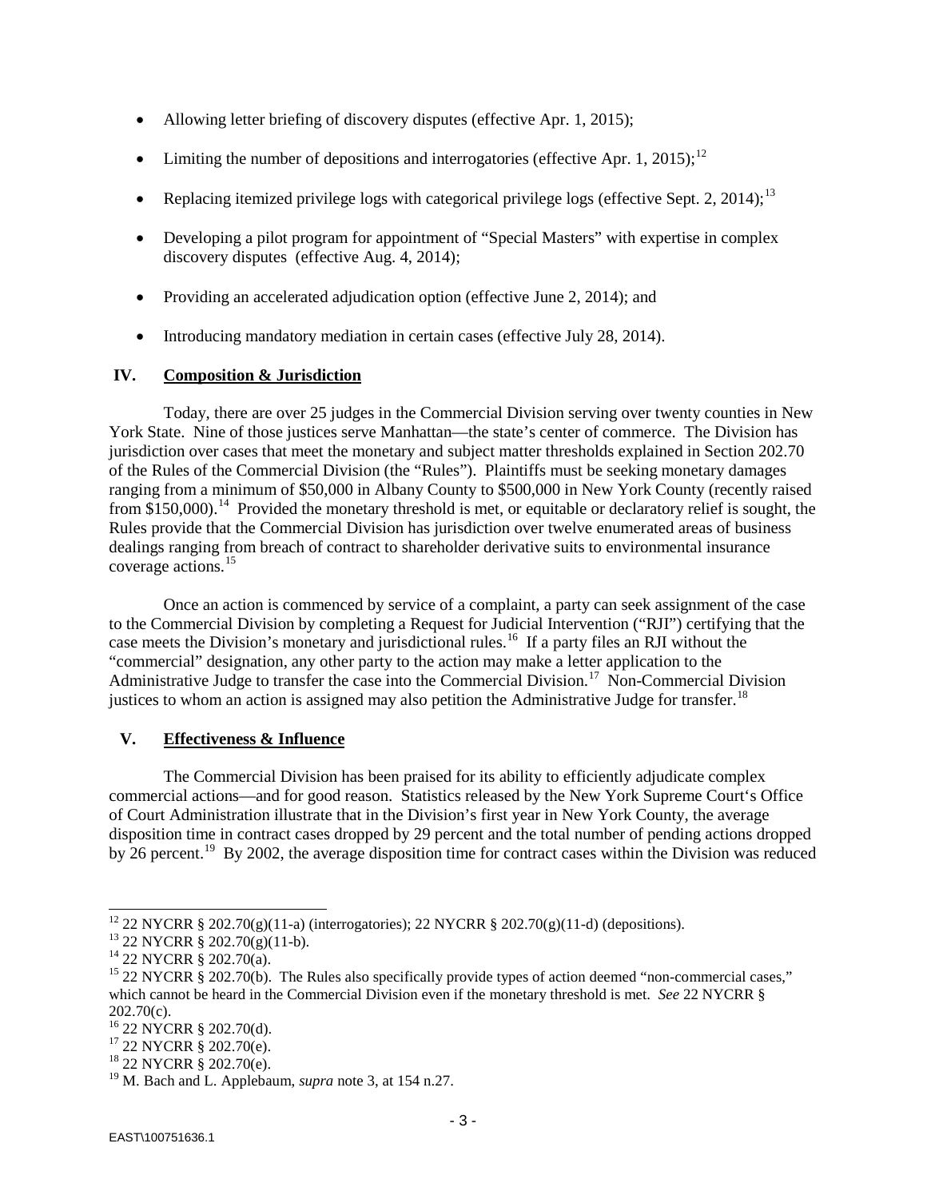- Allowing letter briefing of discovery disputes (effective Apr. 1, 2015);
- Limiting the number of depositions and interrogatories (effective Apr. 1, 2015);[12]
- Replacing itemized privilege logs with categorical privilege logs (effective Sept. 2, 2014);[13]
- Developing a pilot program for appointment of "Special Masters" with expertise in complex discovery disputes (effective Aug. 4, 2014);
- Providing an accelerated adjudication option (effective June 2, 2014); and
- Introducing mandatory mediation in certain cases (effective July 28, 2014).

## IV. Composition & Jurisdiction

Today, there are over 25 judges in the Commercial Division serving over twenty counties in New York State. Nine of those justices serve Manhattan—the state's center of commerce. The Division has jurisdiction over cases that meet the monetary and subject matter thresholds explained in Section 202.70 of the Rules of the Commercial Division (the "Rules"). Plaintiffs must be seeking monetary damages ranging from a minimum of $50,000 in Albany County to $500,000 in New York County (recently raised from $150,000).[14] Provided the monetary threshold is met, or equitable or declaratory relief is sought, the Rules provide that the Commercial Division has jurisdiction over twelve enumerated areas of business dealings ranging from breach of contract to shareholder derivative suits to environmental insurance coverage actions.[15]

Once an action is commenced by service of a complaint, a party can seek assignment of the case to the Commercial Division by completing a Request for Judicial Intervention ("RJI") certifying that the case meets the Division's monetary and jurisdictional rules.[16] If a party files an RJI without the "commercial" designation, any other party to the action may make a letter application to the Administrative Judge to transfer the case into the Commercial Division.[17] Non-Commercial Division justices to whom an action is assigned may also petition the Administrative Judge for transfer.[18]

## V. Effectiveness & Influence

The Commercial Division has been praised for its ability to efficiently adjudicate complex commercial actions—and for good reason. Statistics released by the New York Supreme Court's Office of Court Administration illustrate that in the Division's first year in New York County, the average disposition time in contract cases dropped by 29 percent and the total number of pending actions dropped by 26 percent.[19] By 2002, the average disposition time for contract cases within the Division was reduced

---

[12] 22 NYCRR § 202.70(g)(11-a) (interrogatories); 22 NYCRR § 202.70(g)(11-d) (depositions).

[13] 22 NYCRR § 202.70(g)(11-b).

[14] 22 NYCRR § 202.70(a).

[15] 22 NYCRR § 202.70(b). The Rules also specifically provide types of action deemed "non-commercial cases," which cannot be heard in the Commercial Division even if the monetary threshold is met. *See* 22 NYCRR § 202.70(c).

[16] 22 NYCRR § 202.70(d).

[17] 22 NYCRR § 202.70(e).

[18] 22 NYCRR § 202.70(e).

[19] M. Bach and L. Applebaum, *supra* note 3, at 154 n.27.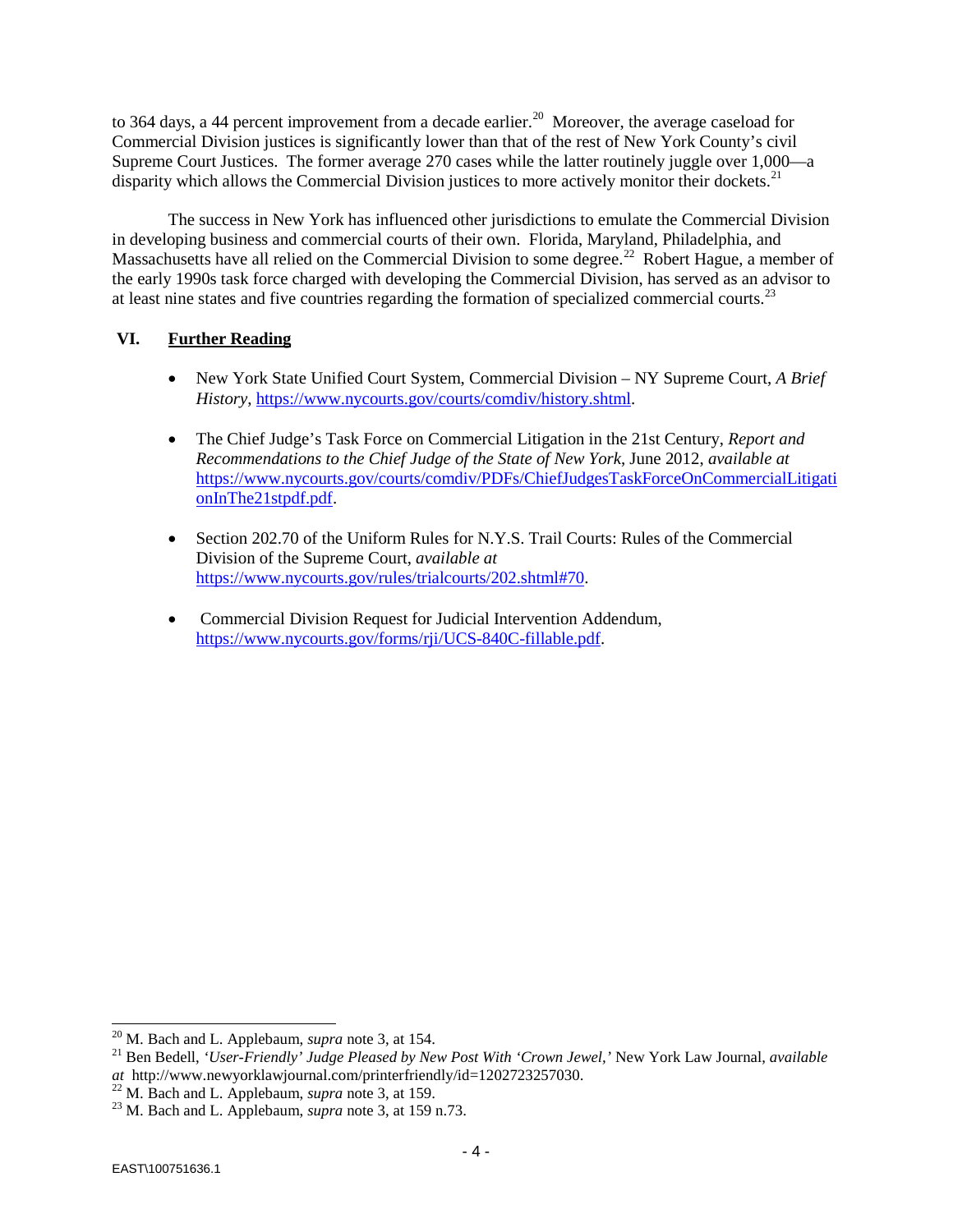to 364 days, a 44 percent improvement from a decade earlier.[20] Moreover, the average caseload for Commercial Division justices is significantly lower than that of the rest of New York County's civil Supreme Court Justices. The former average 270 cases while the latter routinely juggle over 1,000—a disparity which allows the Commercial Division justices to more actively monitor their dockets.[21]

The success in New York has influenced other jurisdictions to emulate the Commercial Division in developing business and commercial courts of their own. Florida, Maryland, Philadelphia, and Massachusetts have all relied on the Commercial Division to some degree.[22] Robert Hague, a member of the early 1990s task force charged with developing the Commercial Division, has served as an advisor to at least nine states and five countries regarding the formation of specialized commercial courts.[23]

## VI. Further Reading

- New York State Unified Court System, Commercial Division – NY Supreme Court, *A Brief History*, https://www.nycourts.gov/courts/comdiv/history.shtml.

- The Chief Judge's Task Force on Commercial Litigation in the 21st Century, *Report and Recommendations to the Chief Judge of the State of New York*, June 2012, *available at* https://www.nycourts.gov/courts/comdiv/PDFs/ChiefJudgesTaskForceOnCommercialLitigationInThe21stpdf.pdf.

- Section 202.70 of the Uniform Rules for N.Y.S. Trail Courts: Rules of the Commercial Division of the Supreme Court, *available at* https://www.nycourts.gov/rules/trialcourts/202.shtml#70.

- Commercial Division Request for Judicial Intervention Addendum, https://www.nycourts.gov/forms/rji/UCS-840C-fillable.pdf.

---

[20] M. Bach and L. Applebaum, *supra* note 3, at 154.

[21] Ben Bedell, *'User-Friendly' Judge Pleased by New Post With 'Crown Jewel,'* New York Law Journal, *available at* http://www.newyorklawjournal.com/printerfriendly/id=1202723257030.

[22] M. Bach and L. Applebaum, *supra* note 3, at 159.

[23] M. Bach and L. Applebaum, *supra* note 3, at 159 n.73.

EAST\100751636.1